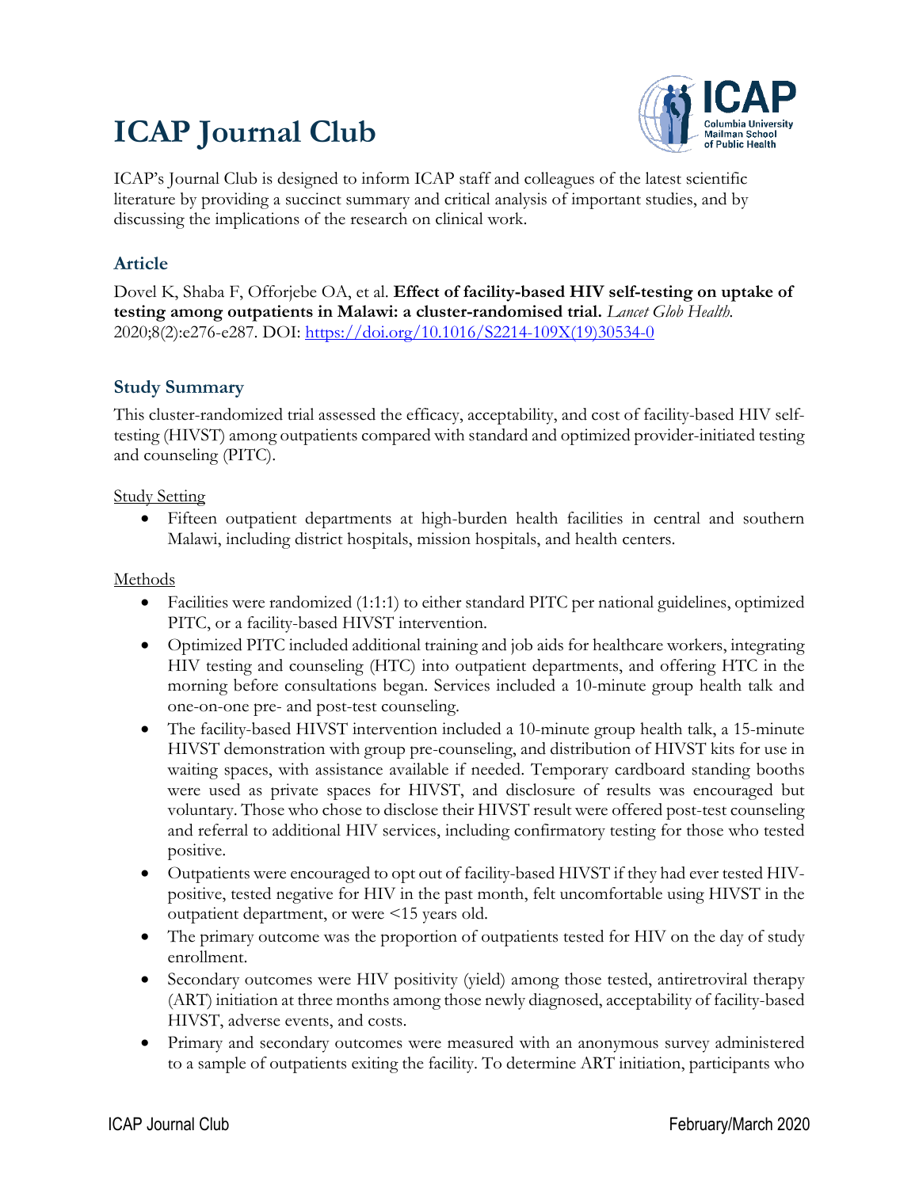# ICAP Journal Club

ICAP's Journal Club is designed to inform ICAP staff and colleagues of the latest scientific literature by providing a succinct summary and critical analysis of important studies, and by discussing the implications of the research on clinical work.

## Article

Dovel K, Shaba F, Offorjebe OA, et al. **Effect of facility-based HIV self-testing on uptake of testing among outpatients in Malawi: a cluster-randomised trial.** *Lancet Glob Health.* 2020;8(2):e276-e287. DOI: https://doi.org/10.1016/S2214-109X(19)30534-0

## Study Summary

This cluster-randomized trial assessed the efficacy, acceptability, and cost of facility-based HIV self-testing (HIVST) among outpatients compared with standard and optimized provider-initiated testing and counseling (PITC).

Study Setting

- Fifteen outpatient departments at high-burden health facilities in central and southern Malawi, including district hospitals, mission hospitals, and health centers.

Methods

- Facilities were randomized (1:1:1) to either standard PITC per national guidelines, optimized PITC, or a facility-based HIVST intervention.
- Optimized PITC included additional training and job aids for healthcare workers, integrating HIV testing and counseling (HTC) into outpatient departments, and offering HTC in the morning before consultations began. Services included a 10-minute group health talk and one-on-one pre- and post-test counseling.
- The facility-based HIVST intervention included a 10-minute group health talk, a 15-minute HIVST demonstration with group pre-counseling, and distribution of HIVST kits for use in waiting spaces, with assistance available if needed. Temporary cardboard standing booths were used as private spaces for HIVST, and disclosure of results was encouraged but voluntary. Those who chose to disclose their HIVST result were offered post-test counseling and referral to additional HIV services, including confirmatory testing for those who tested positive.
- Outpatients were encouraged to opt out of facility-based HIVST if they had ever tested HIV-positive, tested negative for HIV in the past month, felt uncomfortable using HIVST in the outpatient department, or were <15 years old.
- The primary outcome was the proportion of outpatients tested for HIV on the day of study enrollment.
- Secondary outcomes were HIV positivity (yield) among those tested, antiretroviral therapy (ART) initiation at three months among those newly diagnosed, acceptability of facility-based HIVST, adverse events, and costs.
- Primary and secondary outcomes were measured with an anonymous survey administered to a sample of outpatients exiting the facility. To determine ART initiation, participants who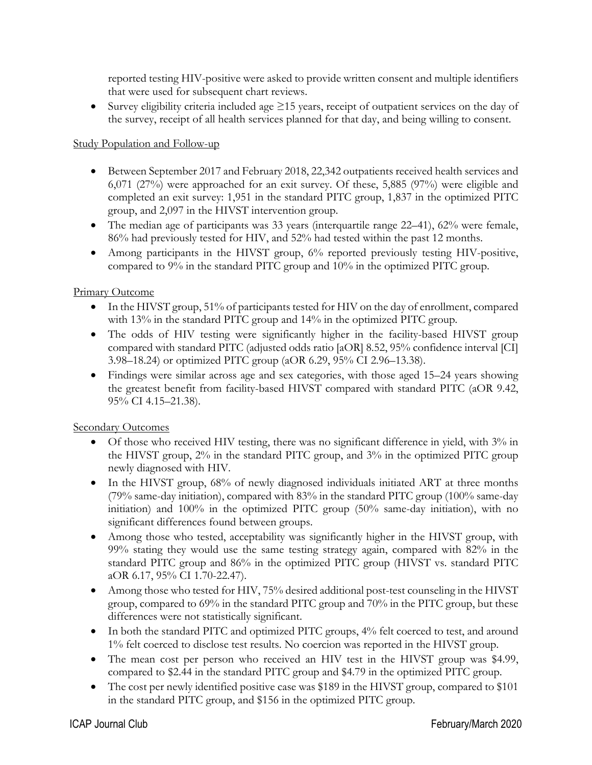reported testing HIV-positive were asked to provide written consent and multiple identifiers that were used for subsequent chart reviews.

- Survey eligibility criteria included age ≥15 years, receipt of outpatient services on the day of the survey, receipt of all health services planned for that day, and being willing to consent.

Study Population and Follow-up

- Between September 2017 and February 2018, 22,342 outpatients received health services and 6,071 (27%) were approached for an exit survey. Of these, 5,885 (97%) were eligible and completed an exit survey: 1,951 in the standard PITC group, 1,837 in the optimized PITC group, and 2,097 in the HIVST intervention group.
- The median age of participants was 33 years (interquartile range 22–41), 62% were female, 86% had previously tested for HIV, and 52% had tested within the past 12 months.
- Among participants in the HIVST group, 6% reported previously testing HIV-positive, compared to 9% in the standard PITC group and 10% in the optimized PITC group.

Primary Outcome

- In the HIVST group, 51% of participants tested for HIV on the day of enrollment, compared with 13% in the standard PITC group and 14% in the optimized PITC group.
- The odds of HIV testing were significantly higher in the facility-based HIVST group compared with standard PITC (adjusted odds ratio [aOR] 8.52, 95% confidence interval [CI] 3.98–18.24) or optimized PITC group (aOR 6.29, 95% CI 2.96–13.38).
- Findings were similar across age and sex categories, with those aged 15–24 years showing the greatest benefit from facility-based HIVST compared with standard PITC (aOR 9.42, 95% CI 4.15–21.38).

Secondary Outcomes

- Of those who received HIV testing, there was no significant difference in yield, with 3% in the HIVST group, 2% in the standard PITC group, and 3% in the optimized PITC group newly diagnosed with HIV.
- In the HIVST group, 68% of newly diagnosed individuals initiated ART at three months (79% same-day initiation), compared with 83% in the standard PITC group (100% same-day initiation) and 100% in the optimized PITC group (50% same-day initiation), with no significant differences found between groups.
- Among those who tested, acceptability was significantly higher in the HIVST group, with 99% stating they would use the same testing strategy again, compared with 82% in the standard PITC group and 86% in the optimized PITC group (HIVST vs. standard PITC aOR 6.17, 95% CI 1.70-22.47).
- Among those who tested for HIV, 75% desired additional post-test counseling in the HIVST group, compared to 69% in the standard PITC group and 70% in the PITC group, but these differences were not statistically significant.
- In both the standard PITC and optimized PITC groups, 4% felt coerced to test, and around 1% felt coerced to disclose test results. No coercion was reported in the HIVST group.
- The mean cost per person who received an HIV test in the HIVST group was $4.99, compared to $2.44 in the standard PITC group and $4.79 in the optimized PITC group.
- The cost per newly identified positive case was $189 in the HIVST group, compared to $101 in the standard PITC group, and $156 in the optimized PITC group.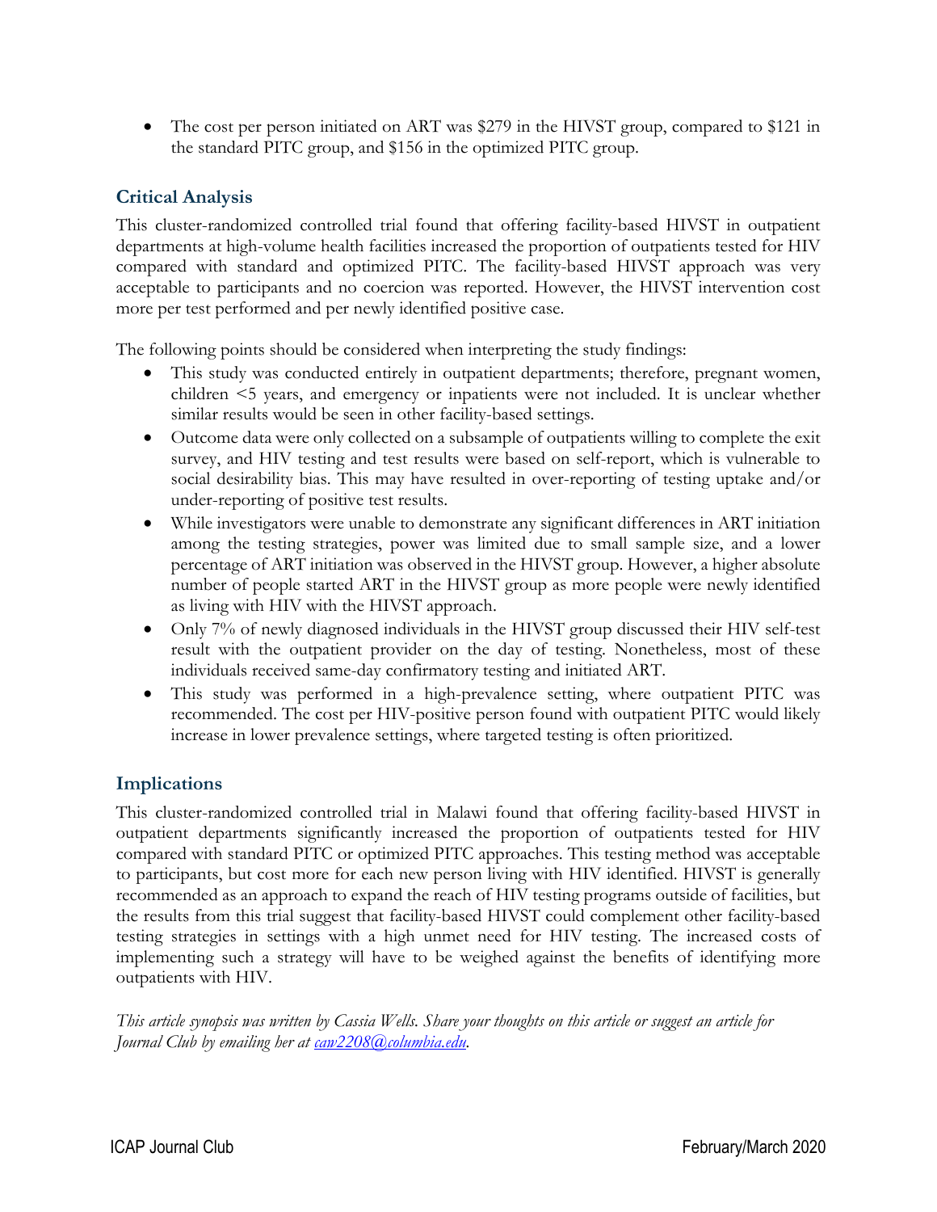- The cost per person initiated on ART was $279 in the HIVST group, compared to $121 in the standard PITC group, and $156 in the optimized PITC group.

## Critical Analysis

This cluster-randomized controlled trial found that offering facility-based HIVST in outpatient departments at high-volume health facilities increased the proportion of outpatients tested for HIV compared with standard and optimized PITC. The facility-based HIVST approach was very acceptable to participants and no coercion was reported. However, the HIVST intervention cost more per test performed and per newly identified positive case.

The following points should be considered when interpreting the study findings:

- This study was conducted entirely in outpatient departments; therefore, pregnant women, children <5 years, and emergency or inpatients were not included. It is unclear whether similar results would be seen in other facility-based settings.
- Outcome data were only collected on a subsample of outpatients willing to complete the exit survey, and HIV testing and test results were based on self-report, which is vulnerable to social desirability bias. This may have resulted in over-reporting of testing uptake and/or under-reporting of positive test results.
- While investigators were unable to demonstrate any significant differences in ART initiation among the testing strategies, power was limited due to small sample size, and a lower percentage of ART initiation was observed in the HIVST group. However, a higher absolute number of people started ART in the HIVST group as more people were newly identified as living with HIV with the HIVST approach.
- Only 7% of newly diagnosed individuals in the HIVST group discussed their HIV self-test result with the outpatient provider on the day of testing. Nonetheless, most of these individuals received same-day confirmatory testing and initiated ART.
- This study was performed in a high-prevalence setting, where outpatient PITC was recommended. The cost per HIV-positive person found with outpatient PITC would likely increase in lower prevalence settings, where targeted testing is often prioritized.

## Implications

This cluster-randomized controlled trial in Malawi found that offering facility-based HIVST in outpatient departments significantly increased the proportion of outpatients tested for HIV compared with standard PITC or optimized PITC approaches. This testing method was acceptable to participants, but cost more for each new person living with HIV identified. HIVST is generally recommended as an approach to expand the reach of HIV testing programs outside of facilities, but the results from this trial suggest that facility-based HIVST could complement other facility-based testing strategies in settings with a high unmet need for HIV testing. The increased costs of implementing such a strategy will have to be weighed against the benefits of identifying more outpatients with HIV.

*This article synopsis was written by Cassia Wells. Share your thoughts on this article or suggest an article for Journal Club by emailing her at caw2208@columbia.edu.*